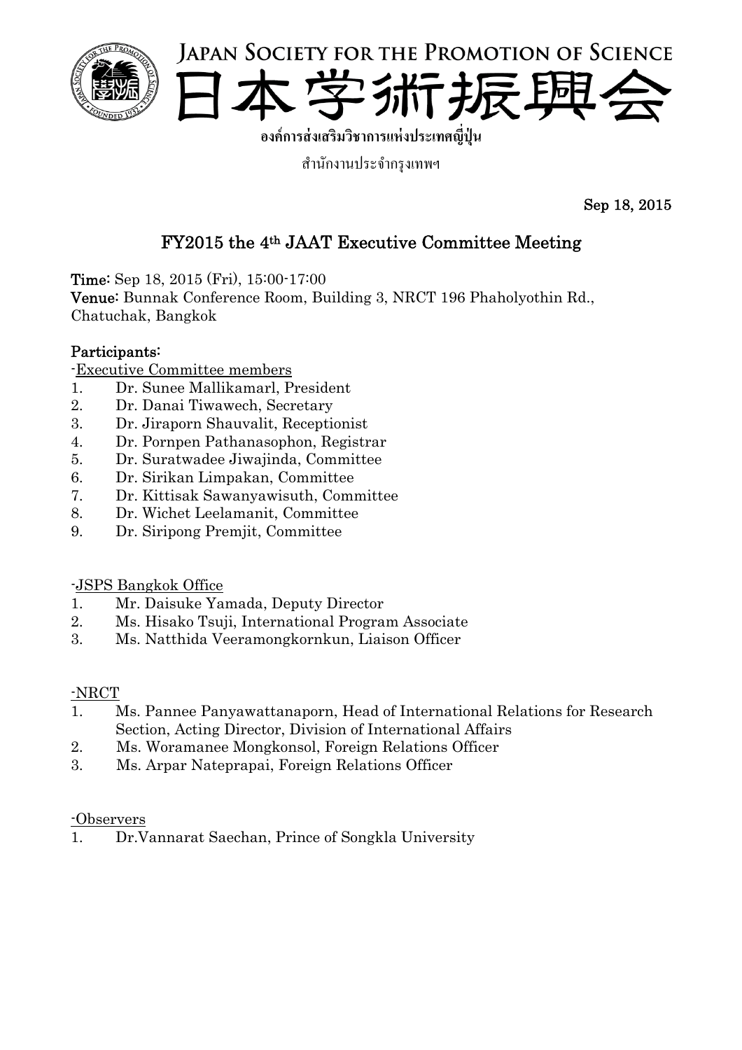JAPAN SOCIETY FOR THE PROMOTION OF SCIENCE

日本学術振興会

**องค์การส่งเสริมวิชาการแห่งประเทศญี่ปุ่น**

สำนักงานประจำกรุงเทพฯ

**Sep 18, 2015**

## FY2015 the 4th JAAT Executive Committee Meeting

**Time:** Sep 18, 2015 (Fri), 15:00-17:00
**Venue:** Bunnak Conference Room, Building 3, NRCT 196 Phaholyothin Rd., Chatuchak, Bangkok

**Participants:**

-Executive Committee members

1. Dr. Sunee Mallikamarl, President
2. Dr. Danai Tiwawech, Secretary
3. Dr. Jiraporn Shauvalit, Receptionist
4. Dr. Pornpen Pathanasophon, Registrar
5. Dr. Suratwadee Jiwajinda, Committee
6. Dr. Sirikan Limpakan, Committee
7. Dr. Kittisak Sawanyawisuth, Committee
8. Dr. Wichet Leelamanit, Committee
9. Dr. Siripong Premjit, Committee

-JSPS Bangkok Office

1. Mr. Daisuke Yamada, Deputy Director
2. Ms. Hisako Tsuji, International Program Associate
3. Ms. Natthida Veeramongkornkun, Liaison Officer

-NRCT

1. Ms. Pannee Panyawattanaporn, Head of International Relations for Research Section, Acting Director, Division of International Affairs
2. Ms. Woramanee Mongkonsol, Foreign Relations Officer
3. Ms. Arpar Nateprapai, Foreign Relations Officer

-Observers

1. Dr.Vannarat Saechan, Prince of Songkla University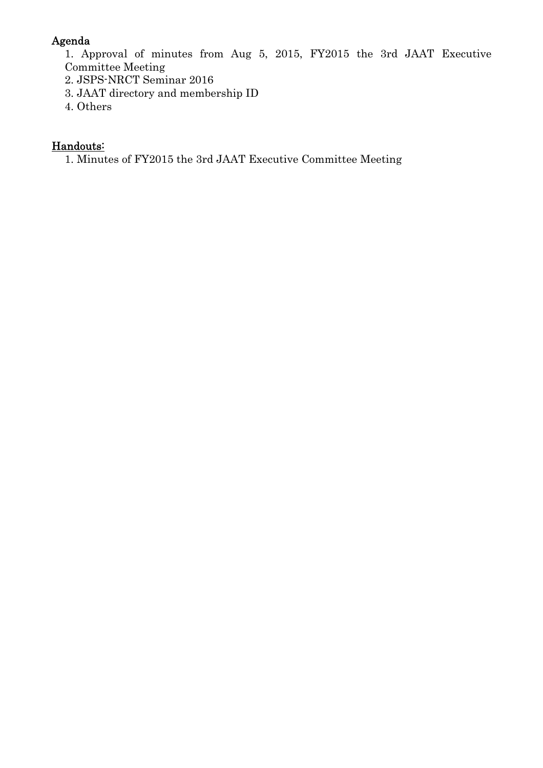**Agenda**

1. Approval of minutes from Aug 5, 2015, FY2015 the 3rd JAAT Executive Committee Meeting
2. JSPS-NRCT Seminar 2016
3. JAAT directory and membership ID
4. Others

**Handouts:**

1. Minutes of FY2015 the 3rd JAAT Executive Committee Meeting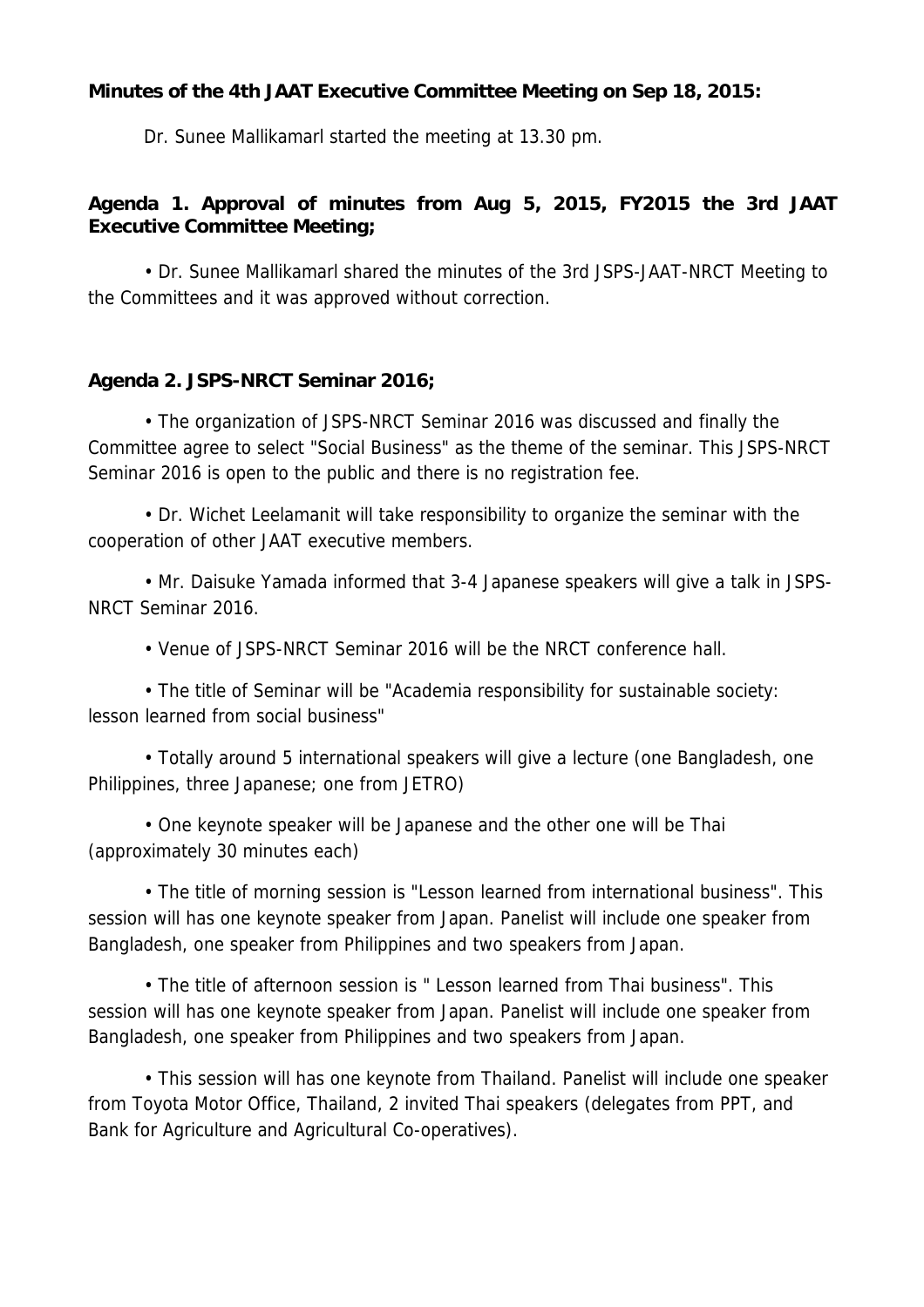**Minutes of the 4th JAAT Executive Committee Meeting on Sep 18, 2015:**

Dr. Sunee Mallikamarl started the meeting at 13.30 pm.

**Agenda 1. Approval of minutes from Aug 5, 2015, FY2015 the 3rd JAAT Executive Committee Meeting;**

- Dr. Sunee Mallikamarl shared the minutes of the 3rd JSPS-JAAT-NRCT Meeting to the Committees and it was approved without correction.

**Agenda 2. JSPS-NRCT Seminar 2016;**

- The organization of JSPS-NRCT Seminar 2016 was discussed and finally the Committee agree to select "Social Business" as the theme of the seminar. This JSPS-NRCT Seminar 2016 is open to the public and there is no registration fee.
- Dr. Wichet Leelamanit will take responsibility to organize the seminar with the cooperation of other JAAT executive members.
- Mr. Daisuke Yamada informed that 3-4 Japanese speakers will give a talk in JSPS-NRCT Seminar 2016.
- Venue of JSPS-NRCT Seminar 2016 will be the NRCT conference hall.
- The title of Seminar will be "Academia responsibility for sustainable society: lesson learned from social business"
- Totally around 5 international speakers will give a lecture (one Bangladesh, one Philippines, three Japanese; one from JETRO)
- One keynote speaker will be Japanese and the other one will be Thai (approximately 30 minutes each)
- The title of morning session is "Lesson learned from international business". This session will has one keynote speaker from Japan. Panelist will include one speaker from Bangladesh, one speaker from Philippines and two speakers from Japan.
- The title of afternoon session is " Lesson learned from Thai business". This session will has one keynote speaker from Japan. Panelist will include one speaker from Bangladesh, one speaker from Philippines and two speakers from Japan.
- This session will has one keynote from Thailand. Panelist will include one speaker from Toyota Motor Office, Thailand, 2 invited Thai speakers (delegates from PPT, and Bank for Agriculture and Agricultural Co-operatives).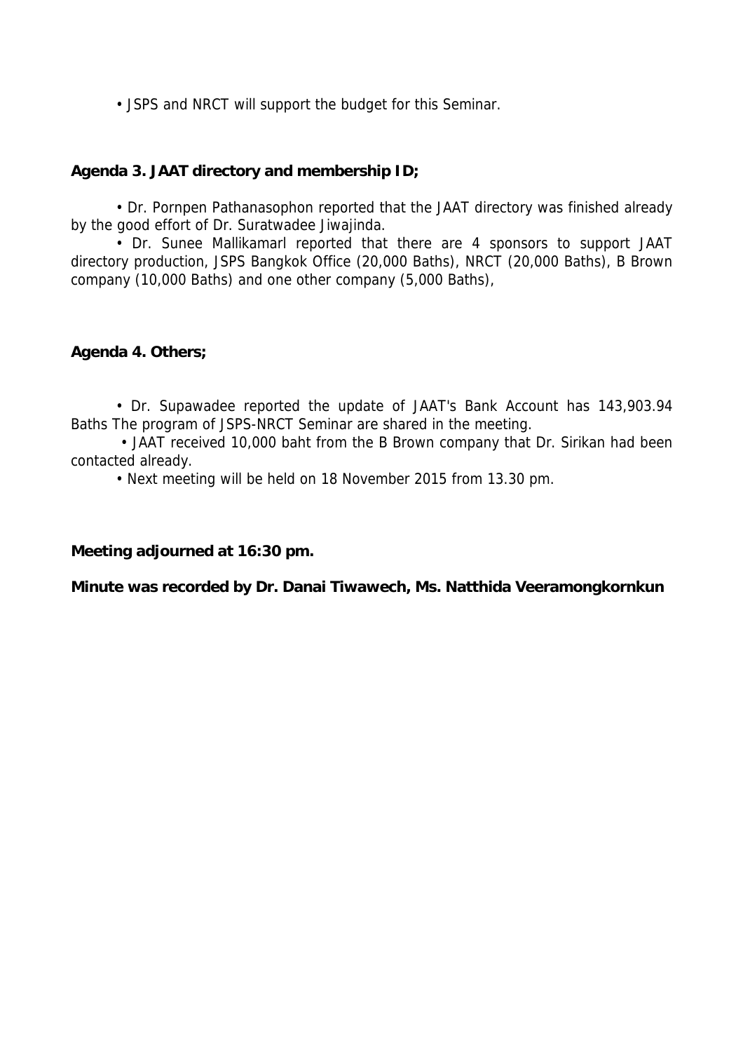• JSPS and NRCT will support the budget for this Seminar.

**Agenda 3. JAAT directory and membership ID;**

• Dr. Pornpen Pathanasophon reported that the JAAT directory was finished already by the good effort of Dr. Suratwadee Jiwajinda.

• Dr. Sunee Mallikamarl reported that there are 4 sponsors to support JAAT directory production, JSPS Bangkok Office (20,000 Baths), NRCT (20,000 Baths), B Brown company (10,000 Baths) and one other company (5,000 Baths),

**Agenda 4. Others;**

• Dr. Supawadee reported the update of JAAT's Bank Account has 143,903.94 Baths The program of JSPS-NRCT Seminar are shared in the meeting.

• JAAT received 10,000 baht from the B Brown company that Dr. Sirikan had been contacted already.

• Next meeting will be held on 18 November 2015 from 13.30 pm.

**Meeting adjourned at 16:30 pm.**

**Minute was recorded by Dr. Danai Tiwawech, Ms. Natthida Veeramongkornkun**